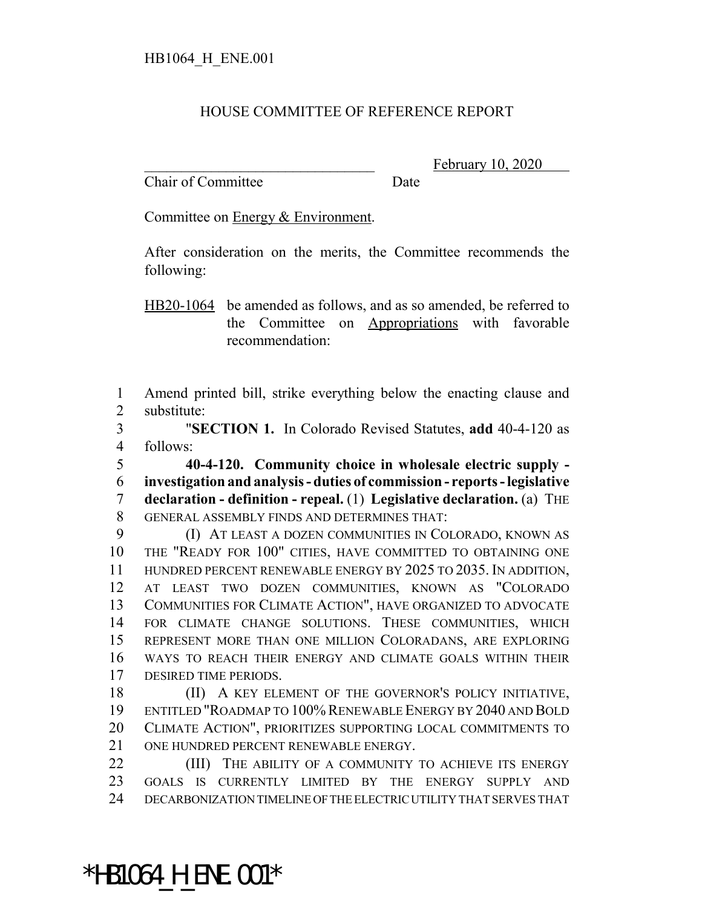HB1064_H_ENE.001

HOUSE COMMITTEE OF REFERENCE REPORT

________________________________ February 10, 2020
Chair of Committee Date

Committee on Energy & Environment.

After consideration on the merits, the Committee recommends the following:

HB20-1064 be amended as follows, and as so amended, be referred to the Committee on Appropriations with favorable recommendation:

1 Amend printed bill, strike everything below the enacting clause and
2 substitute:
3 "**SECTION 1.** In Colorado Revised Statutes, **add** 40-4-120 as
4 follows:
5 **40-4-120. Community choice in wholesale electric supply -**
6 **investigation and analysis - duties of commission - reports - legislative**
7 **declaration - definition - repeal.** (1) **Legislative declaration.** (a) THE
8 GENERAL ASSEMBLY FINDS AND DETERMINES THAT:
9 (I) AT LEAST A DOZEN COMMUNITIES IN COLORADO, KNOWN AS
10 THE "READY FOR 100" CITIES, HAVE COMMITTED TO OBTAINING ONE
11 HUNDRED PERCENT RENEWABLE ENERGY BY 2025 TO 2035. IN ADDITION,
12 AT LEAST TWO DOZEN COMMUNITIES, KNOWN AS "COLORADO
13 COMMUNITIES FOR CLIMATE ACTION", HAVE ORGANIZED TO ADVOCATE
14 FOR CLIMATE CHANGE SOLUTIONS. THESE COMMUNITIES, WHICH
15 REPRESENT MORE THAN ONE MILLION COLORADANS, ARE EXPLORING
16 WAYS TO REACH THEIR ENERGY AND CLIMATE GOALS WITHIN THEIR
17 DESIRED TIME PERIODS.
18 (II) A KEY ELEMENT OF THE GOVERNOR'S POLICY INITIATIVE,
19 ENTITLED "ROADMAP TO 100% RENEWABLE ENERGY BY 2040 AND BOLD
20 CLIMATE ACTION", PRIORITIZES SUPPORTING LOCAL COMMITMENTS TO
21 ONE HUNDRED PERCENT RENEWABLE ENERGY.
22 (III) THE ABILITY OF A COMMUNITY TO ACHIEVE ITS ENERGY
23 GOALS IS CURRENTLY LIMITED BY THE ENERGY SUPPLY AND
24 DECARBONIZATION TIMELINE OF THE ELECTRIC UTILITY THAT SERVES THAT

*HB1064_H_ENE.001*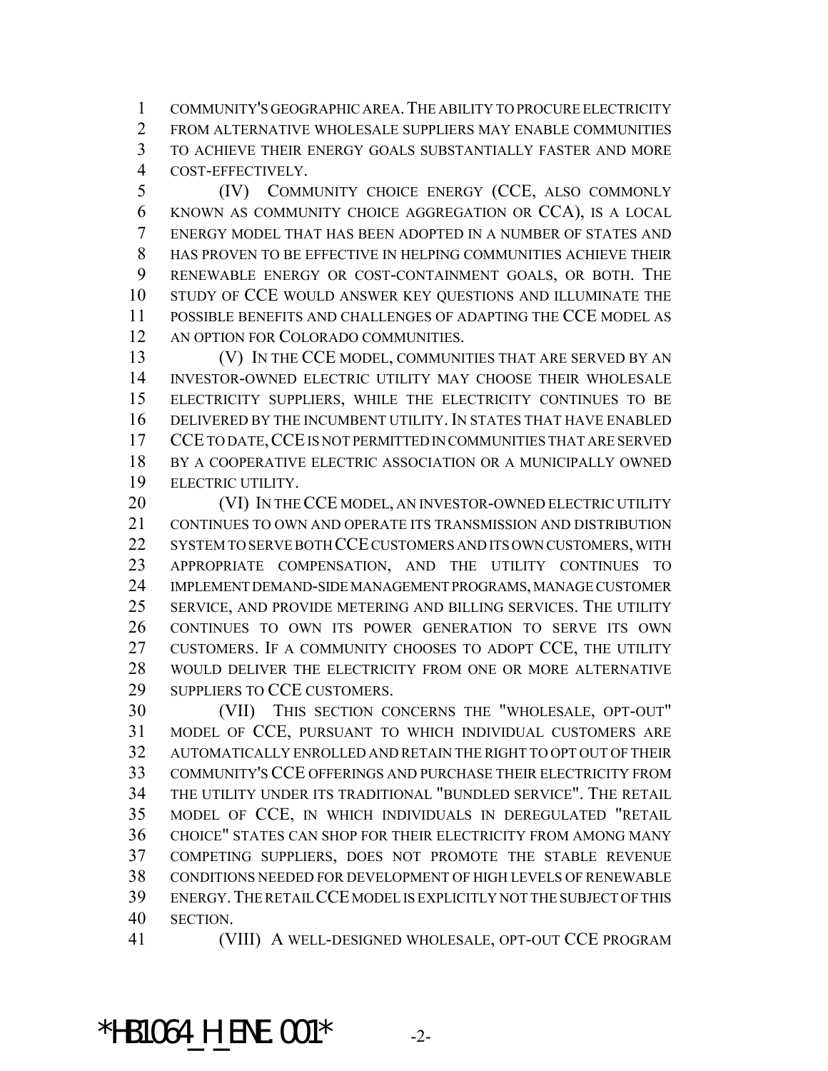COMMUNITY'S GEOGRAPHIC AREA. THE ABILITY TO PROCURE ELECTRICITY FROM ALTERNATIVE WHOLESALE SUPPLIERS MAY ENABLE COMMUNITIES TO ACHIEVE THEIR ENERGY GOALS SUBSTANTIALLY FASTER AND MORE COST-EFFECTIVELY.

(IV) COMMUNITY CHOICE ENERGY (CCE, ALSO COMMONLY KNOWN AS COMMUNITY CHOICE AGGREGATION OR CCA), IS A LOCAL ENERGY MODEL THAT HAS BEEN ADOPTED IN A NUMBER OF STATES AND HAS PROVEN TO BE EFFECTIVE IN HELPING COMMUNITIES ACHIEVE THEIR RENEWABLE ENERGY OR COST-CONTAINMENT GOALS, OR BOTH. THE STUDY OF CCE WOULD ANSWER KEY QUESTIONS AND ILLUMINATE THE POSSIBLE BENEFITS AND CHALLENGES OF ADAPTING THE CCE MODEL AS AN OPTION FOR COLORADO COMMUNITIES.

(V) IN THE CCE MODEL, COMMUNITIES THAT ARE SERVED BY AN INVESTOR-OWNED ELECTRIC UTILITY MAY CHOOSE THEIR WHOLESALE ELECTRICITY SUPPLIERS, WHILE THE ELECTRICITY CONTINUES TO BE DELIVERED BY THE INCUMBENT UTILITY. IN STATES THAT HAVE ENABLED CCE TO DATE, CCE IS NOT PERMITTED IN COMMUNITIES THAT ARE SERVED BY A COOPERATIVE ELECTRIC ASSOCIATION OR A MUNICIPALLY OWNED ELECTRIC UTILITY.

(VI) IN THE CCE MODEL, AN INVESTOR-OWNED ELECTRIC UTILITY CONTINUES TO OWN AND OPERATE ITS TRANSMISSION AND DISTRIBUTION SYSTEM TO SERVE BOTH CCE CUSTOMERS AND ITS OWN CUSTOMERS, WITH APPROPRIATE COMPENSATION, AND THE UTILITY CONTINUES TO IMPLEMENT DEMAND-SIDE MANAGEMENT PROGRAMS, MANAGE CUSTOMER SERVICE, AND PROVIDE METERING AND BILLING SERVICES. THE UTILITY CONTINUES TO OWN ITS POWER GENERATION TO SERVE ITS OWN CUSTOMERS. IF A COMMUNITY CHOOSES TO ADOPT CCE, THE UTILITY WOULD DELIVER THE ELECTRICITY FROM ONE OR MORE ALTERNATIVE SUPPLIERS TO CCE CUSTOMERS.

(VII) THIS SECTION CONCERNS THE "WHOLESALE, OPT-OUT" MODEL OF CCE, PURSUANT TO WHICH INDIVIDUAL CUSTOMERS ARE AUTOMATICALLY ENROLLED AND RETAIN THE RIGHT TO OPT OUT OF THEIR COMMUNITY'S CCE OFFERINGS AND PURCHASE THEIR ELECTRICITY FROM THE UTILITY UNDER ITS TRADITIONAL "BUNDLED SERVICE". THE RETAIL MODEL OF CCE, IN WHICH INDIVIDUALS IN DEREGULATED "RETAIL CHOICE" STATES CAN SHOP FOR THEIR ELECTRICITY FROM AMONG MANY COMPETING SUPPLIERS, DOES NOT PROMOTE THE STABLE REVENUE CONDITIONS NEEDED FOR DEVELOPMENT OF HIGH LEVELS OF RENEWABLE ENERGY. THE RETAIL CCE MODEL IS EXPLICITLY NOT THE SUBJECT OF THIS SECTION.

(VIII) A WELL-DESIGNED WHOLESALE, OPT-OUT CCE PROGRAM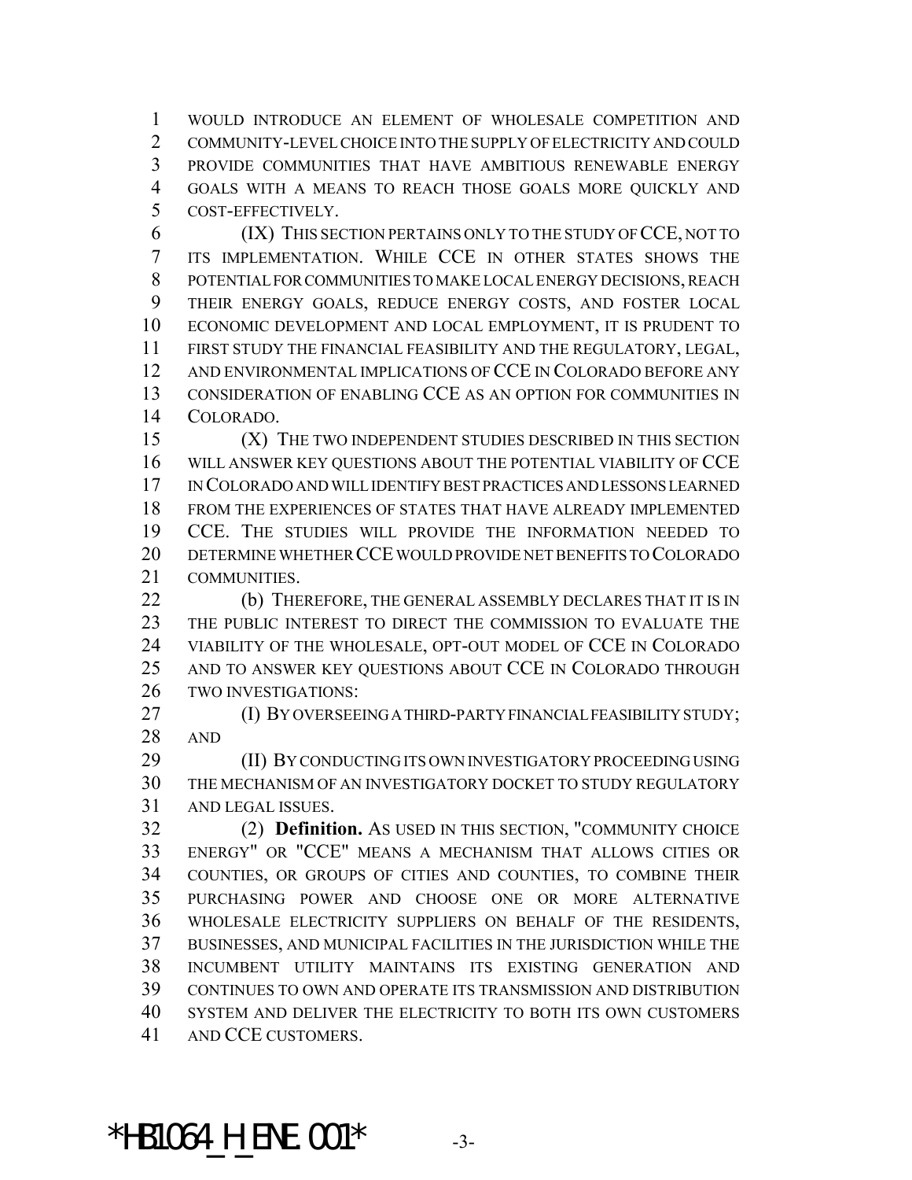WOULD INTRODUCE AN ELEMENT OF WHOLESALE COMPETITION AND COMMUNITY-LEVEL CHOICE INTO THE SUPPLY OF ELECTRICITY AND COULD PROVIDE COMMUNITIES THAT HAVE AMBITIOUS RENEWABLE ENERGY GOALS WITH A MEANS TO REACH THOSE GOALS MORE QUICKLY AND COST-EFFECTIVELY.

(IX) THIS SECTION PERTAINS ONLY TO THE STUDY OF CCE, NOT TO ITS IMPLEMENTATION. WHILE CCE IN OTHER STATES SHOWS THE POTENTIAL FOR COMMUNITIES TO MAKE LOCAL ENERGY DECISIONS, REACH THEIR ENERGY GOALS, REDUCE ENERGY COSTS, AND FOSTER LOCAL ECONOMIC DEVELOPMENT AND LOCAL EMPLOYMENT, IT IS PRUDENT TO FIRST STUDY THE FINANCIAL FEASIBILITY AND THE REGULATORY, LEGAL, AND ENVIRONMENTAL IMPLICATIONS OF CCE IN COLORADO BEFORE ANY CONSIDERATION OF ENABLING CCE AS AN OPTION FOR COMMUNITIES IN COLORADO.

(X) THE TWO INDEPENDENT STUDIES DESCRIBED IN THIS SECTION WILL ANSWER KEY QUESTIONS ABOUT THE POTENTIAL VIABILITY OF CCE IN COLORADO AND WILL IDENTIFY BEST PRACTICES AND LESSONS LEARNED FROM THE EXPERIENCES OF STATES THAT HAVE ALREADY IMPLEMENTED CCE. THE STUDIES WILL PROVIDE THE INFORMATION NEEDED TO DETERMINE WHETHER CCE WOULD PROVIDE NET BENEFITS TO COLORADO COMMUNITIES.

(b) THEREFORE, THE GENERAL ASSEMBLY DECLARES THAT IT IS IN THE PUBLIC INTEREST TO DIRECT THE COMMISSION TO EVALUATE THE VIABILITY OF THE WHOLESALE, OPT-OUT MODEL OF CCE IN COLORADO AND TO ANSWER KEY QUESTIONS ABOUT CCE IN COLORADO THROUGH TWO INVESTIGATIONS:

(I) BY OVERSEEING A THIRD-PARTY FINANCIAL FEASIBILITY STUDY; AND

(II) BY CONDUCTING ITS OWN INVESTIGATORY PROCEEDING USING THE MECHANISM OF AN INVESTIGATORY DOCKET TO STUDY REGULATORY AND LEGAL ISSUES.

(2) **Definition.** AS USED IN THIS SECTION, "COMMUNITY CHOICE ENERGY" OR "CCE" MEANS A MECHANISM THAT ALLOWS CITIES OR COUNTIES, OR GROUPS OF CITIES AND COUNTIES, TO COMBINE THEIR PURCHASING POWER AND CHOOSE ONE OR MORE ALTERNATIVE WHOLESALE ELECTRICITY SUPPLIERS ON BEHALF OF THE RESIDENTS, BUSINESSES, AND MUNICIPAL FACILITIES IN THE JURISDICTION WHILE THE INCUMBENT UTILITY MAINTAINS ITS EXISTING GENERATION AND CONTINUES TO OWN AND OPERATE ITS TRANSMISSION AND DISTRIBUTION SYSTEM AND DELIVER THE ELECTRICITY TO BOTH ITS OWN CUSTOMERS AND CCE CUSTOMERS.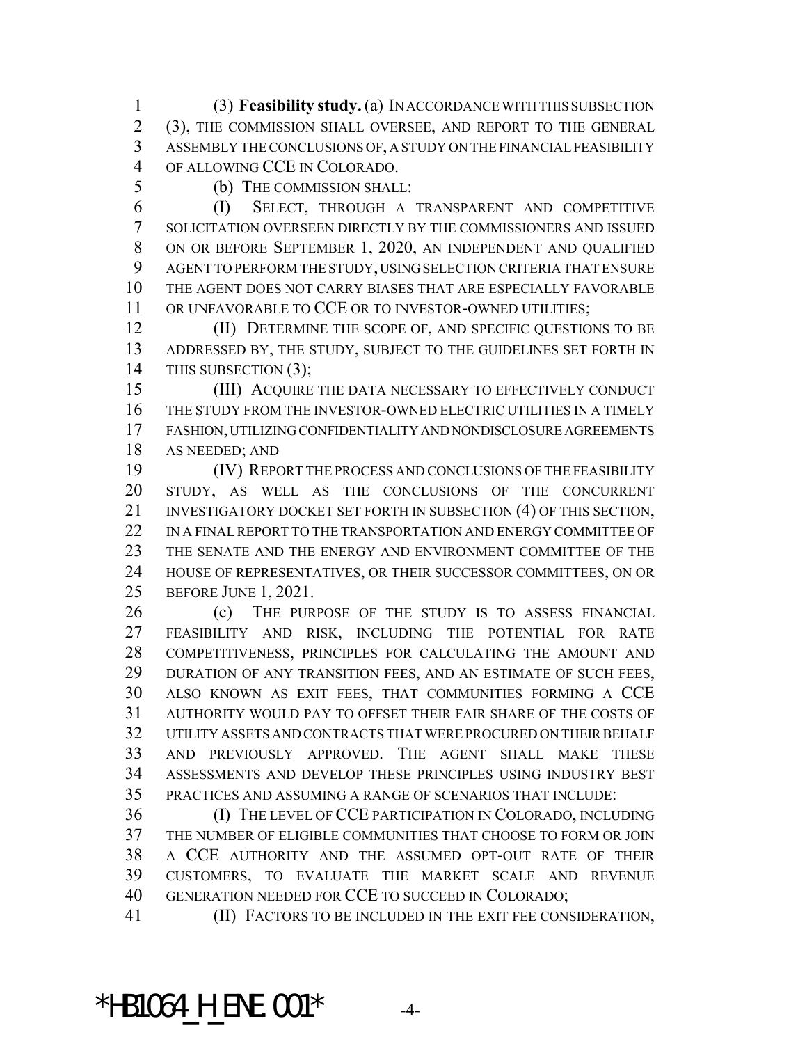(3) **Feasibility study.** (a) IN ACCORDANCE WITH THIS SUBSECTION (3), THE COMMISSION SHALL OVERSEE, AND REPORT TO THE GENERAL ASSEMBLY THE CONCLUSIONS OF, A STUDY ON THE FINANCIAL FEASIBILITY OF ALLOWING CCE IN COLORADO.

(b) THE COMMISSION SHALL:

(I) SELECT, THROUGH A TRANSPARENT AND COMPETITIVE SOLICITATION OVERSEEN DIRECTLY BY THE COMMISSIONERS AND ISSUED ON OR BEFORE SEPTEMBER 1, 2020, AN INDEPENDENT AND QUALIFIED AGENT TO PERFORM THE STUDY, USING SELECTION CRITERIA THAT ENSURE THE AGENT DOES NOT CARRY BIASES THAT ARE ESPECIALLY FAVORABLE OR UNFAVORABLE TO CCE OR TO INVESTOR-OWNED UTILITIES;

(II) DETERMINE THE SCOPE OF, AND SPECIFIC QUESTIONS TO BE ADDRESSED BY, THE STUDY, SUBJECT TO THE GUIDELINES SET FORTH IN THIS SUBSECTION (3);

(III) ACQUIRE THE DATA NECESSARY TO EFFECTIVELY CONDUCT THE STUDY FROM THE INVESTOR-OWNED ELECTRIC UTILITIES IN A TIMELY FASHION, UTILIZING CONFIDENTIALITY AND NONDISCLOSURE AGREEMENTS AS NEEDED; AND

(IV) REPORT THE PROCESS AND CONCLUSIONS OF THE FEASIBILITY STUDY, AS WELL AS THE CONCLUSIONS OF THE CONCURRENT INVESTIGATORY DOCKET SET FORTH IN SUBSECTION (4) OF THIS SECTION, IN A FINAL REPORT TO THE TRANSPORTATION AND ENERGY COMMITTEE OF THE SENATE AND THE ENERGY AND ENVIRONMENT COMMITTEE OF THE HOUSE OF REPRESENTATIVES, OR THEIR SUCCESSOR COMMITTEES, ON OR BEFORE JUNE 1, 2021.

(c) THE PURPOSE OF THE STUDY IS TO ASSESS FINANCIAL FEASIBILITY AND RISK, INCLUDING THE POTENTIAL FOR RATE COMPETITIVENESS, PRINCIPLES FOR CALCULATING THE AMOUNT AND DURATION OF ANY TRANSITION FEES, AND AN ESTIMATE OF SUCH FEES, ALSO KNOWN AS EXIT FEES, THAT COMMUNITIES FORMING A CCE AUTHORITY WOULD PAY TO OFFSET THEIR FAIR SHARE OF THE COSTS OF UTILITY ASSETS AND CONTRACTS THAT WERE PROCURED ON THEIR BEHALF AND PREVIOUSLY APPROVED. THE AGENT SHALL MAKE THESE ASSESSMENTS AND DEVELOP THESE PRINCIPLES USING INDUSTRY BEST PRACTICES AND ASSUMING A RANGE OF SCENARIOS THAT INCLUDE:

(I) THE LEVEL OF CCE PARTICIPATION IN COLORADO, INCLUDING THE NUMBER OF ELIGIBLE COMMUNITIES THAT CHOOSE TO FORM OR JOIN A CCE AUTHORITY AND THE ASSUMED OPT-OUT RATE OF THEIR CUSTOMERS, TO EVALUATE THE MARKET SCALE AND REVENUE GENERATION NEEDED FOR CCE TO SUCCEED IN COLORADO;

(II) FACTORS TO BE INCLUDED IN THE EXIT FEE CONSIDERATION,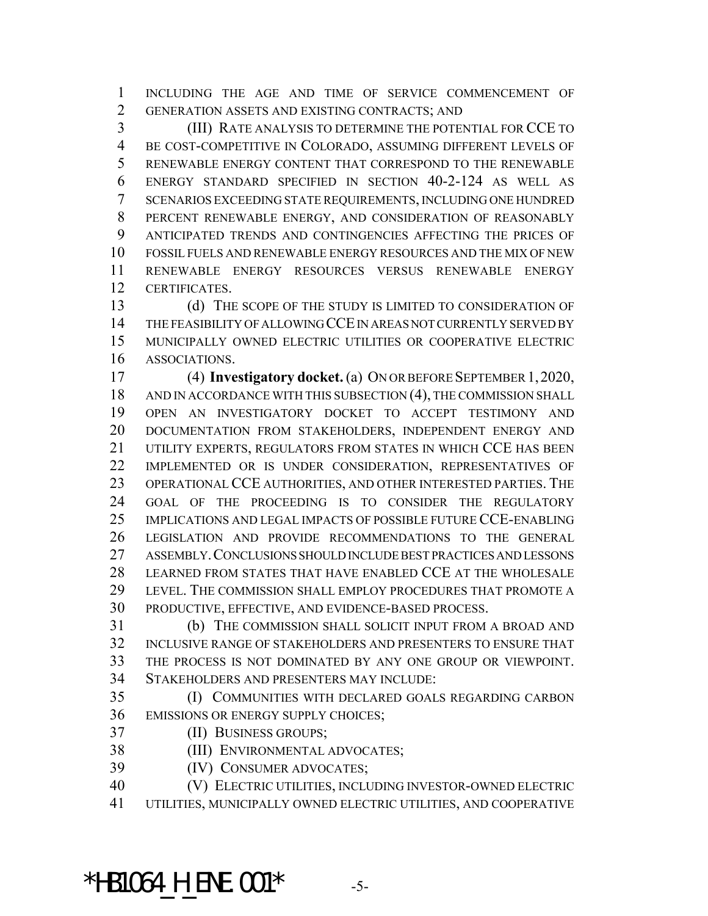INCLUDING THE AGE AND TIME OF SERVICE COMMENCEMENT OF GENERATION ASSETS AND EXISTING CONTRACTS; AND

(III) RATE ANALYSIS TO DETERMINE THE POTENTIAL FOR CCE TO BE COST-COMPETITIVE IN COLORADO, ASSUMING DIFFERENT LEVELS OF RENEWABLE ENERGY CONTENT THAT CORRESPOND TO THE RENEWABLE ENERGY STANDARD SPECIFIED IN SECTION 40-2-124 AS WELL AS SCENARIOS EXCEEDING STATE REQUIREMENTS, INCLUDING ONE HUNDRED PERCENT RENEWABLE ENERGY, AND CONSIDERATION OF REASONABLY ANTICIPATED TRENDS AND CONTINGENCIES AFFECTING THE PRICES OF FOSSIL FUELS AND RENEWABLE ENERGY RESOURCES AND THE MIX OF NEW RENEWABLE ENERGY RESOURCES VERSUS RENEWABLE ENERGY CERTIFICATES.

(d) THE SCOPE OF THE STUDY IS LIMITED TO CONSIDERATION OF THE FEASIBILITY OF ALLOWING CCE IN AREAS NOT CURRENTLY SERVED BY MUNICIPALLY OWNED ELECTRIC UTILITIES OR COOPERATIVE ELECTRIC ASSOCIATIONS.

(4) **Investigatory docket.** (a) ON OR BEFORE SEPTEMBER 1, 2020, AND IN ACCORDANCE WITH THIS SUBSECTION (4), THE COMMISSION SHALL OPEN AN INVESTIGATORY DOCKET TO ACCEPT TESTIMONY AND DOCUMENTATION FROM STAKEHOLDERS, INDEPENDENT ENERGY AND UTILITY EXPERTS, REGULATORS FROM STATES IN WHICH CCE HAS BEEN IMPLEMENTED OR IS UNDER CONSIDERATION, REPRESENTATIVES OF OPERATIONAL CCE AUTHORITIES, AND OTHER INTERESTED PARTIES. THE GOAL OF THE PROCEEDING IS TO CONSIDER THE REGULATORY IMPLICATIONS AND LEGAL IMPACTS OF POSSIBLE FUTURE CCE-ENABLING LEGISLATION AND PROVIDE RECOMMENDATIONS TO THE GENERAL ASSEMBLY. CONCLUSIONS SHOULD INCLUDE BEST PRACTICES AND LESSONS LEARNED FROM STATES THAT HAVE ENABLED CCE AT THE WHOLESALE LEVEL. THE COMMISSION SHALL EMPLOY PROCEDURES THAT PROMOTE A PRODUCTIVE, EFFECTIVE, AND EVIDENCE-BASED PROCESS.

(b) THE COMMISSION SHALL SOLICIT INPUT FROM A BROAD AND INCLUSIVE RANGE OF STAKEHOLDERS AND PRESENTERS TO ENSURE THAT THE PROCESS IS NOT DOMINATED BY ANY ONE GROUP OR VIEWPOINT. STAKEHOLDERS AND PRESENTERS MAY INCLUDE:

(I) COMMUNITIES WITH DECLARED GOALS REGARDING CARBON EMISSIONS OR ENERGY SUPPLY CHOICES;

(II) BUSINESS GROUPS;

(III) ENVIRONMENTAL ADVOCATES;

(IV) CONSUMER ADVOCATES;

(V) ELECTRIC UTILITIES, INCLUDING INVESTOR-OWNED ELECTRIC UTILITIES, MUNICIPALLY OWNED ELECTRIC UTILITIES, AND COOPERATIVE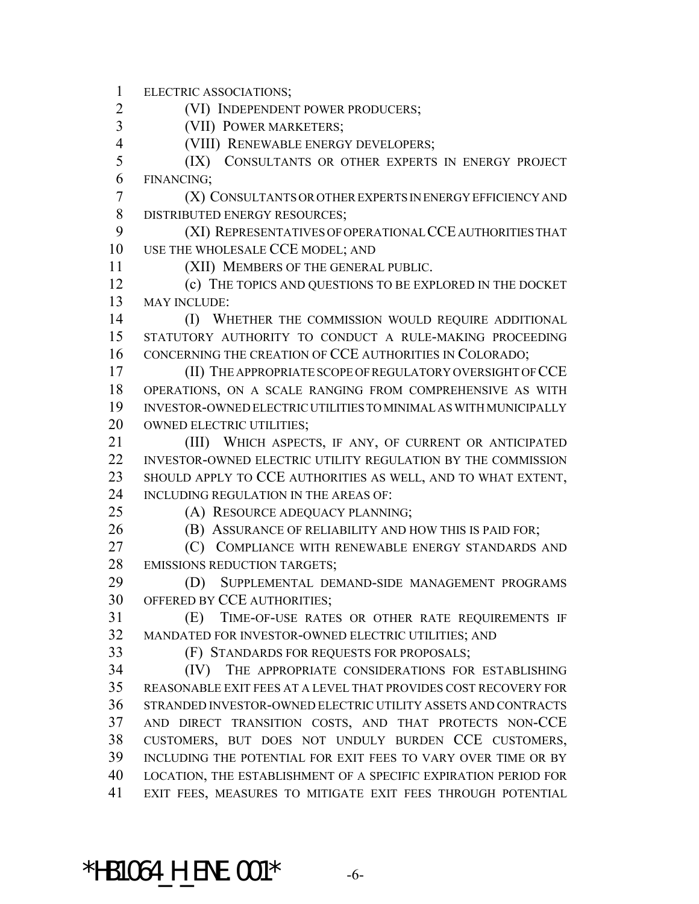ELECTRIC ASSOCIATIONS;

(VI) INDEPENDENT POWER PRODUCERS;

(VII) POWER MARKETERS;

(VIII) RENEWABLE ENERGY DEVELOPERS;

(IX) CONSULTANTS OR OTHER EXPERTS IN ENERGY PROJECT FINANCING;

(X) CONSULTANTS OR OTHER EXPERTS IN ENERGY EFFICIENCY AND DISTRIBUTED ENERGY RESOURCES;

(XI) REPRESENTATIVES OF OPERATIONAL CCE AUTHORITIES THAT USE THE WHOLESALE CCE MODEL; AND

(XII) MEMBERS OF THE GENERAL PUBLIC.

(c) THE TOPICS AND QUESTIONS TO BE EXPLORED IN THE DOCKET MAY INCLUDE:

(I) WHETHER THE COMMISSION WOULD REQUIRE ADDITIONAL STATUTORY AUTHORITY TO CONDUCT A RULE-MAKING PROCEEDING CONCERNING THE CREATION OF CCE AUTHORITIES IN COLORADO;

(II) THE APPROPRIATE SCOPE OF REGULATORY OVERSIGHT OF CCE OPERATIONS, ON A SCALE RANGING FROM COMPREHENSIVE AS WITH INVESTOR-OWNED ELECTRIC UTILITIES TO MINIMAL AS WITH MUNICIPALLY OWNED ELECTRIC UTILITIES;

(III) WHICH ASPECTS, IF ANY, OF CURRENT OR ANTICIPATED INVESTOR-OWNED ELECTRIC UTILITY REGULATION BY THE COMMISSION SHOULD APPLY TO CCE AUTHORITIES AS WELL, AND TO WHAT EXTENT, INCLUDING REGULATION IN THE AREAS OF:

(A) RESOURCE ADEQUACY PLANNING;

(B) ASSURANCE OF RELIABILITY AND HOW THIS IS PAID FOR;

(C) COMPLIANCE WITH RENEWABLE ENERGY STANDARDS AND EMISSIONS REDUCTION TARGETS;

(D) SUPPLEMENTAL DEMAND-SIDE MANAGEMENT PROGRAMS OFFERED BY CCE AUTHORITIES;

(E) TIME-OF-USE RATES OR OTHER RATE REQUIREMENTS IF MANDATED FOR INVESTOR-OWNED ELECTRIC UTILITIES; AND

(F) STANDARDS FOR REQUESTS FOR PROPOSALS;

(IV) THE APPROPRIATE CONSIDERATIONS FOR ESTABLISHING REASONABLE EXIT FEES AT A LEVEL THAT PROVIDES COST RECOVERY FOR STRANDED INVESTOR-OWNED ELECTRIC UTILITY ASSETS AND CONTRACTS AND DIRECT TRANSITION COSTS, AND THAT PROTECTS NON-CCE CUSTOMERS, BUT DOES NOT UNDULY BURDEN CCE CUSTOMERS, INCLUDING THE POTENTIAL FOR EXIT FEES TO VARY OVER TIME OR BY LOCATION, THE ESTABLISHMENT OF A SPECIFIC EXPIRATION PERIOD FOR EXIT FEES, MEASURES TO MITIGATE EXIT FEES THROUGH POTENTIAL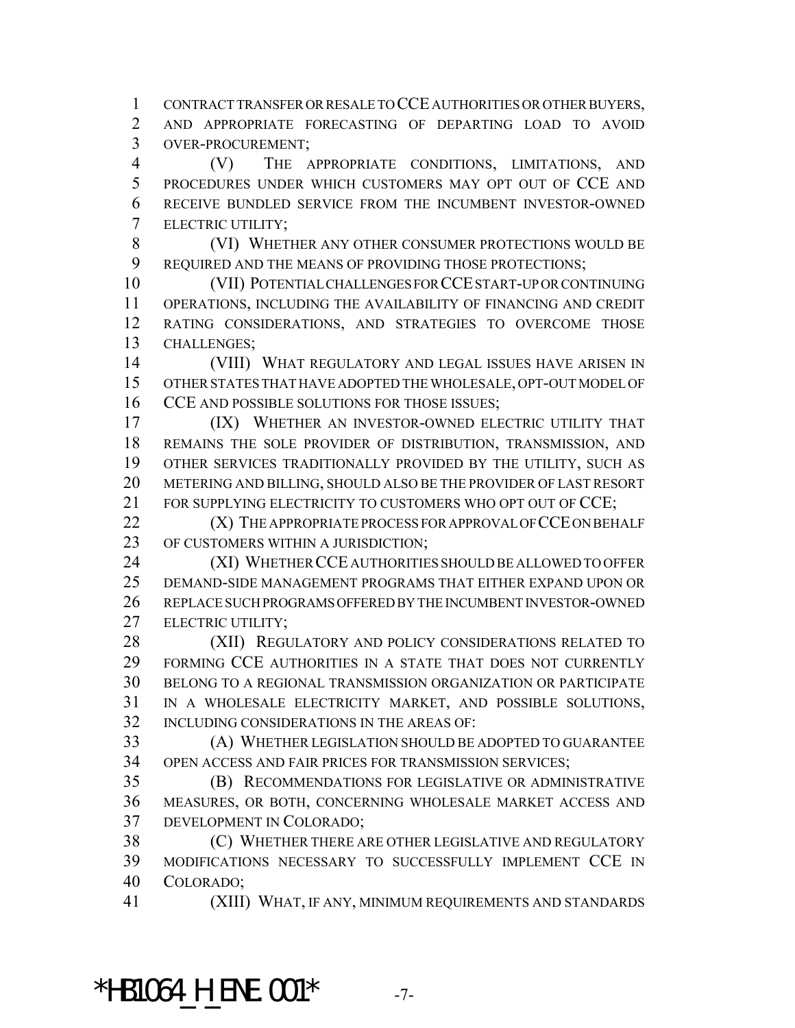CONTRACT TRANSFER OR RESALE TO CCE AUTHORITIES OR OTHER BUYERS, AND APPROPRIATE FORECASTING OF DEPARTING LOAD TO AVOID OVER-PROCUREMENT;

(V) THE APPROPRIATE CONDITIONS, LIMITATIONS, AND PROCEDURES UNDER WHICH CUSTOMERS MAY OPT OUT OF CCE AND RECEIVE BUNDLED SERVICE FROM THE INCUMBENT INVESTOR-OWNED ELECTRIC UTILITY;

(VI) WHETHER ANY OTHER CONSUMER PROTECTIONS WOULD BE REQUIRED AND THE MEANS OF PROVIDING THOSE PROTECTIONS;

(VII) POTENTIAL CHALLENGES FOR CCE START-UP OR CONTINUING OPERATIONS, INCLUDING THE AVAILABILITY OF FINANCING AND CREDIT RATING CONSIDERATIONS, AND STRATEGIES TO OVERCOME THOSE CHALLENGES;

(VIII) WHAT REGULATORY AND LEGAL ISSUES HAVE ARISEN IN OTHER STATES THAT HAVE ADOPTED THE WHOLESALE, OPT-OUT MODEL OF CCE AND POSSIBLE SOLUTIONS FOR THOSE ISSUES;

(IX) WHETHER AN INVESTOR-OWNED ELECTRIC UTILITY THAT REMAINS THE SOLE PROVIDER OF DISTRIBUTION, TRANSMISSION, AND OTHER SERVICES TRADITIONALLY PROVIDED BY THE UTILITY, SUCH AS METERING AND BILLING, SHOULD ALSO BE THE PROVIDER OF LAST RESORT FOR SUPPLYING ELECTRICITY TO CUSTOMERS WHO OPT OUT OF CCE;

(X) THE APPROPRIATE PROCESS FOR APPROVAL OF CCE ON BEHALF OF CUSTOMERS WITHIN A JURISDICTION;

(XI) WHETHER CCE AUTHORITIES SHOULD BE ALLOWED TO OFFER DEMAND-SIDE MANAGEMENT PROGRAMS THAT EITHER EXPAND UPON OR REPLACE SUCH PROGRAMS OFFERED BY THE INCUMBENT INVESTOR-OWNED ELECTRIC UTILITY;

(XII) REGULATORY AND POLICY CONSIDERATIONS RELATED TO FORMING CCE AUTHORITIES IN A STATE THAT DOES NOT CURRENTLY BELONG TO A REGIONAL TRANSMISSION ORGANIZATION OR PARTICIPATE IN A WHOLESALE ELECTRICITY MARKET, AND POSSIBLE SOLUTIONS, INCLUDING CONSIDERATIONS IN THE AREAS OF:

(A) WHETHER LEGISLATION SHOULD BE ADOPTED TO GUARANTEE OPEN ACCESS AND FAIR PRICES FOR TRANSMISSION SERVICES;

(B) RECOMMENDATIONS FOR LEGISLATIVE OR ADMINISTRATIVE MEASURES, OR BOTH, CONCERNING WHOLESALE MARKET ACCESS AND DEVELOPMENT IN COLORADO;

(C) WHETHER THERE ARE OTHER LEGISLATIVE AND REGULATORY MODIFICATIONS NECESSARY TO SUCCESSFULLY IMPLEMENT CCE IN COLORADO;

(XIII) WHAT, IF ANY, MINIMUM REQUIREMENTS AND STANDARDS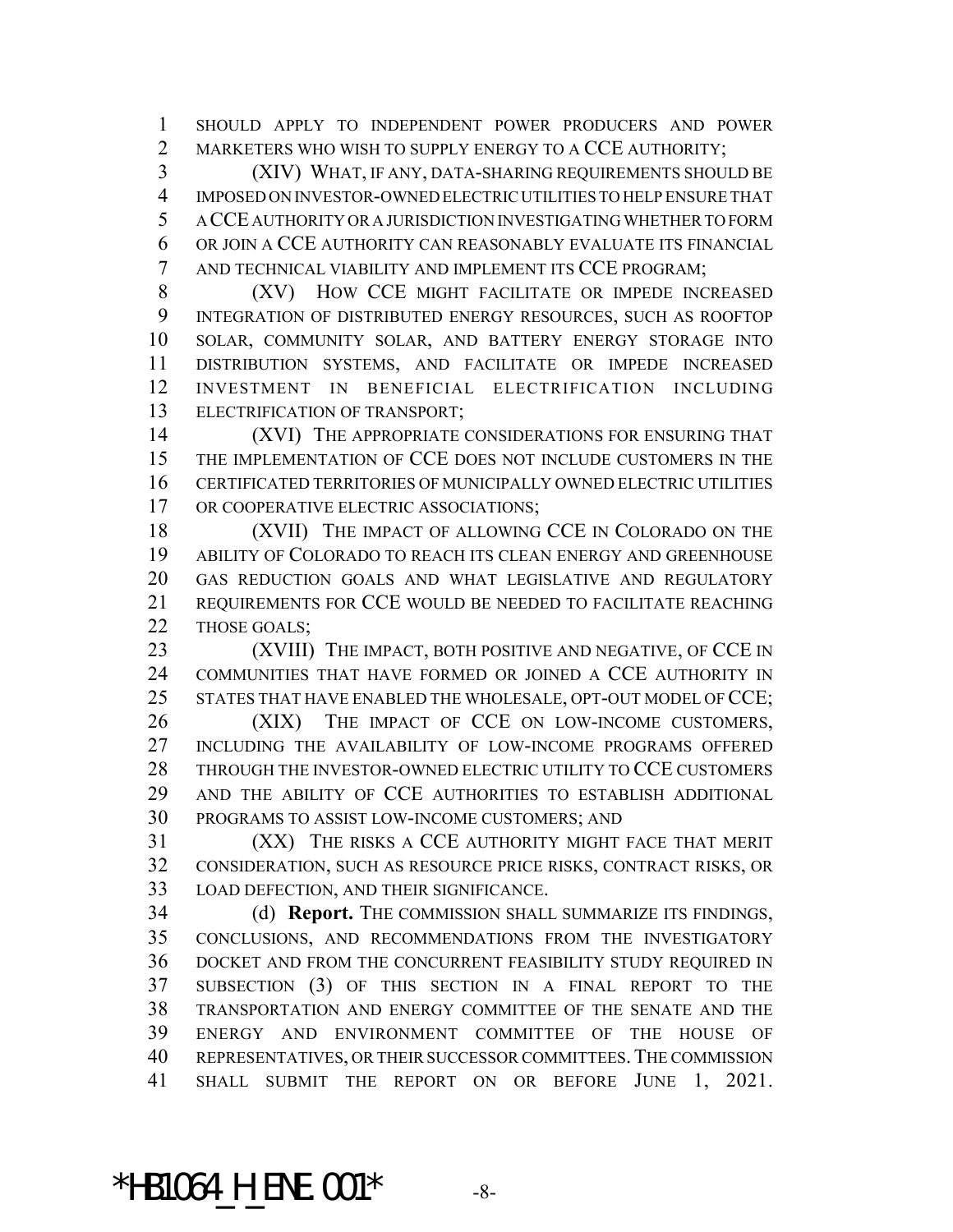SHOULD APPLY TO INDEPENDENT POWER PRODUCERS AND POWER MARKETERS WHO WISH TO SUPPLY ENERGY TO A CCE AUTHORITY;

(XIV) WHAT, IF ANY, DATA-SHARING REQUIREMENTS SHOULD BE IMPOSED ON INVESTOR-OWNED ELECTRIC UTILITIES TO HELP ENSURE THAT A CCE AUTHORITY OR A JURISDICTION INVESTIGATING WHETHER TO FORM OR JOIN A CCE AUTHORITY CAN REASONABLY EVALUATE ITS FINANCIAL AND TECHNICAL VIABILITY AND IMPLEMENT ITS CCE PROGRAM;

(XV) HOW CCE MIGHT FACILITATE OR IMPEDE INCREASED INTEGRATION OF DISTRIBUTED ENERGY RESOURCES, SUCH AS ROOFTOP SOLAR, COMMUNITY SOLAR, AND BATTERY ENERGY STORAGE INTO DISTRIBUTION SYSTEMS, AND FACILITATE OR IMPEDE INCREASED INVESTMENT IN BENEFICIAL ELECTRIFICATION INCLUDING ELECTRIFICATION OF TRANSPORT;

(XVI) THE APPROPRIATE CONSIDERATIONS FOR ENSURING THAT THE IMPLEMENTATION OF CCE DOES NOT INCLUDE CUSTOMERS IN THE CERTIFICATED TERRITORIES OF MUNICIPALLY OWNED ELECTRIC UTILITIES OR COOPERATIVE ELECTRIC ASSOCIATIONS;

(XVII) THE IMPACT OF ALLOWING CCE IN COLORADO ON THE ABILITY OF COLORADO TO REACH ITS CLEAN ENERGY AND GREENHOUSE GAS REDUCTION GOALS AND WHAT LEGISLATIVE AND REGULATORY REQUIREMENTS FOR CCE WOULD BE NEEDED TO FACILITATE REACHING THOSE GOALS;

(XVIII) THE IMPACT, BOTH POSITIVE AND NEGATIVE, OF CCE IN COMMUNITIES THAT HAVE FORMED OR JOINED A CCE AUTHORITY IN STATES THAT HAVE ENABLED THE WHOLESALE, OPT-OUT MODEL OF CCE;

(XIX) THE IMPACT OF CCE ON LOW-INCOME CUSTOMERS, INCLUDING THE AVAILABILITY OF LOW-INCOME PROGRAMS OFFERED THROUGH THE INVESTOR-OWNED ELECTRIC UTILITY TO CCE CUSTOMERS AND THE ABILITY OF CCE AUTHORITIES TO ESTABLISH ADDITIONAL PROGRAMS TO ASSIST LOW-INCOME CUSTOMERS; AND

(XX) THE RISKS A CCE AUTHORITY MIGHT FACE THAT MERIT CONSIDERATION, SUCH AS RESOURCE PRICE RISKS, CONTRACT RISKS, OR LOAD DEFECTION, AND THEIR SIGNIFICANCE.

(d) **Report.** THE COMMISSION SHALL SUMMARIZE ITS FINDINGS, CONCLUSIONS, AND RECOMMENDATIONS FROM THE INVESTIGATORY DOCKET AND FROM THE CONCURRENT FEASIBILITY STUDY REQUIRED IN SUBSECTION (3) OF THIS SECTION IN A FINAL REPORT TO THE TRANSPORTATION AND ENERGY COMMITTEE OF THE SENATE AND THE ENERGY AND ENVIRONMENT COMMITTEE OF THE HOUSE OF REPRESENTATIVES, OR THEIR SUCCESSOR COMMITTEES. THE COMMISSION SHALL SUBMIT THE REPORT ON OR BEFORE JUNE 1, 2021.

*HB1064_H_ENE.001*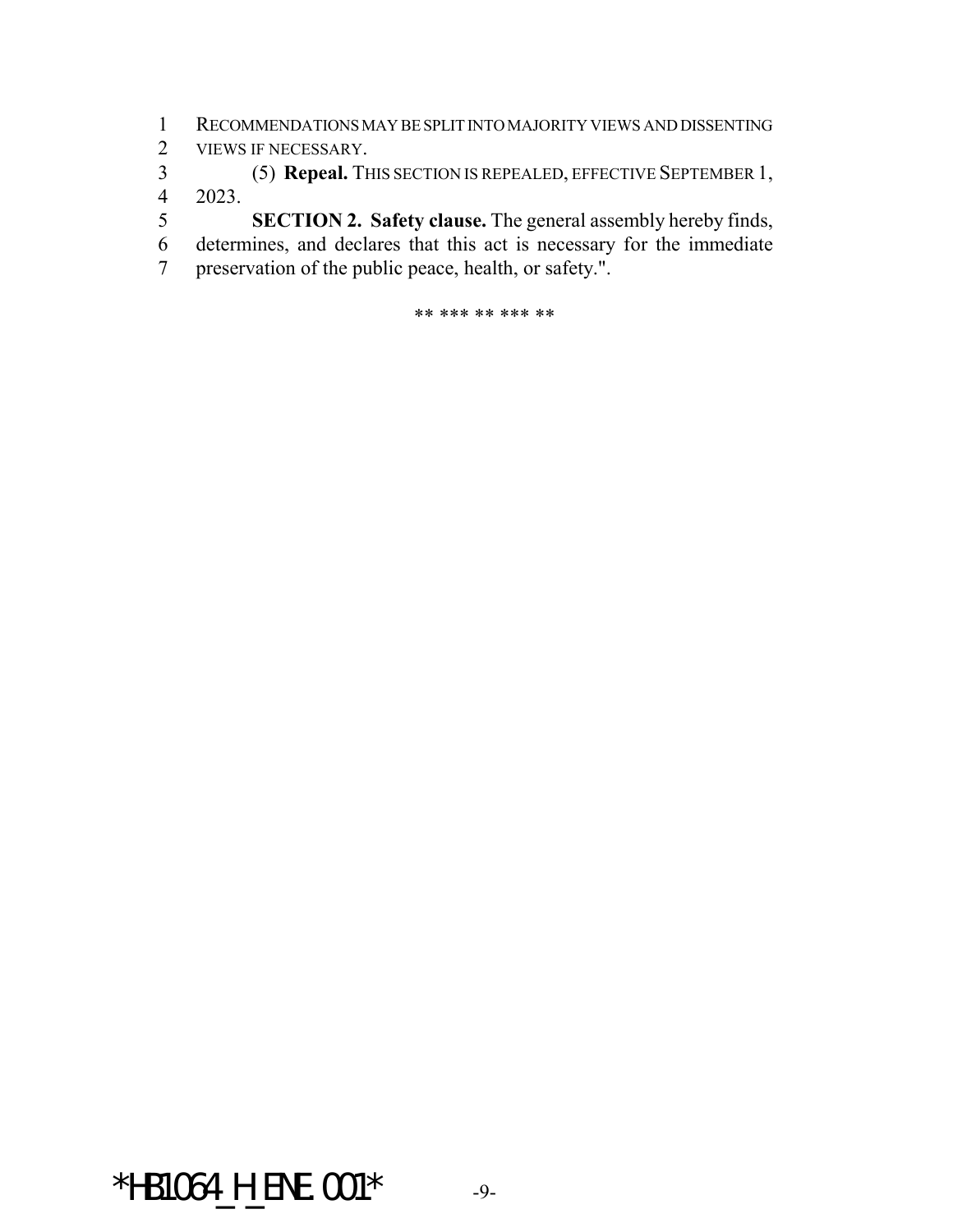1 RECOMMENDATIONS MAY BE SPLIT INTO MAJORITY VIEWS AND DISSENTING
2 VIEWS IF NECESSARY.
3 (5) **Repeal.** THIS SECTION IS REPEALED, EFFECTIVE SEPTEMBER 1,
4 2023.
5 **SECTION 2. Safety clause.** The general assembly hereby finds,
6 determines, and declares that this act is necessary for the immediate
7 preservation of the public peace, health, or safety.".

** *** ** *** **

*HB1064_H_ENE.001*